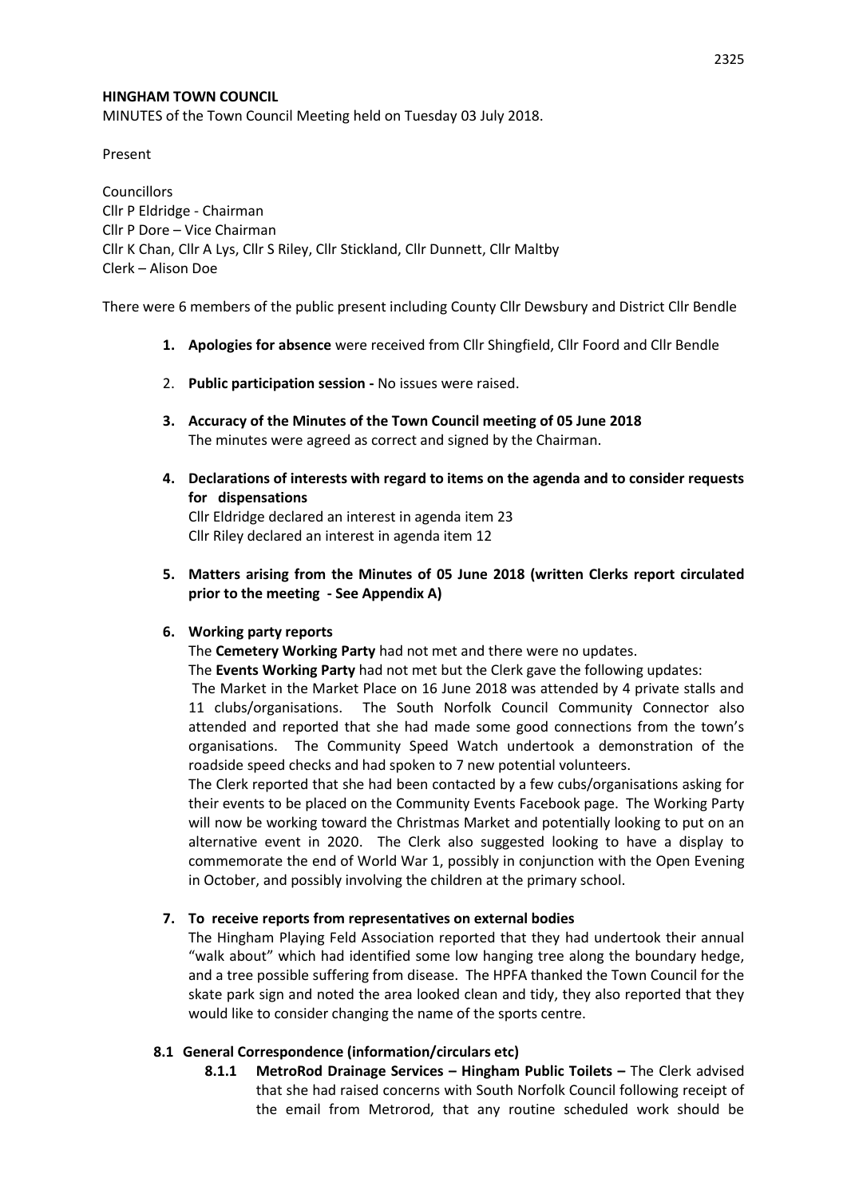**HINGHAM TOWN COUNCIL**

MINUTES of the Town Council Meeting held on Tuesday 03 July 2018.

Present

Councillors
Cllr P Eldridge - Chairman
Cllr P Dore – Vice Chairman
Cllr K Chan, Cllr A Lys, Cllr S Riley, Cllr Stickland, Cllr Dunnett, Cllr Maltby
Clerk – Alison Doe

There were 6 members of the public present including County Cllr Dewsbury and District Cllr Bendle

1. **Apologies for absence** were received from Cllr Shingfield, Cllr Foord and Cllr Bendle

2. **Public participation session -** No issues were raised.

3. **Accuracy of the Minutes of the Town Council meeting of 05 June 2018**
   The minutes were agreed as correct and signed by the Chairman.

4. **Declarations of interests with regard to items on the agenda and to consider requests for dispensations**
   Cllr Eldridge declared an interest in agenda item 23
   Cllr Riley declared an interest in agenda item 12

5. **Matters arising from the Minutes of 05 June 2018 (written Clerks report circulated prior to the meeting - See Appendix A)**

6. **Working party reports**
   The **Cemetery Working Party** had not met and there were no updates.
   The **Events Working Party** had not met but the Clerk gave the following updates:
   The Market in the Market Place on 16 June 2018 was attended by 4 private stalls and 11 clubs/organisations. The South Norfolk Council Community Connector also attended and reported that she had made some good connections from the town's organisations. The Community Speed Watch undertook a demonstration of the roadside speed checks and had spoken to 7 new potential volunteers.
   The Clerk reported that she had been contacted by a few cubs/organisations asking for their events to be placed on the Community Events Facebook page. The Working Party will now be working toward the Christmas Market and potentially looking to put on an alternative event in 2020. The Clerk also suggested looking to have a display to commemorate the end of World War 1, possibly in conjunction with the Open Evening in October, and possibly involving the children at the primary school.

7. **To receive reports from representatives on external bodies**
   The Hingham Playing Feld Association reported that they had undertook their annual "walk about" which had identified some low hanging tree along the boundary hedge, and a tree possible suffering from disease. The HPFA thanked the Town Council for the skate park sign and noted the area looked clean and tidy, they also reported that they would like to consider changing the name of the sports centre.

**8.1 General Correspondence (information/circulars etc)**

**8.1.1 MetroRod Drainage Services – Hingham Public Toilets –** The Clerk advised that she had raised concerns with South Norfolk Council following receipt of the email from Metrorod, that any routine scheduled work should be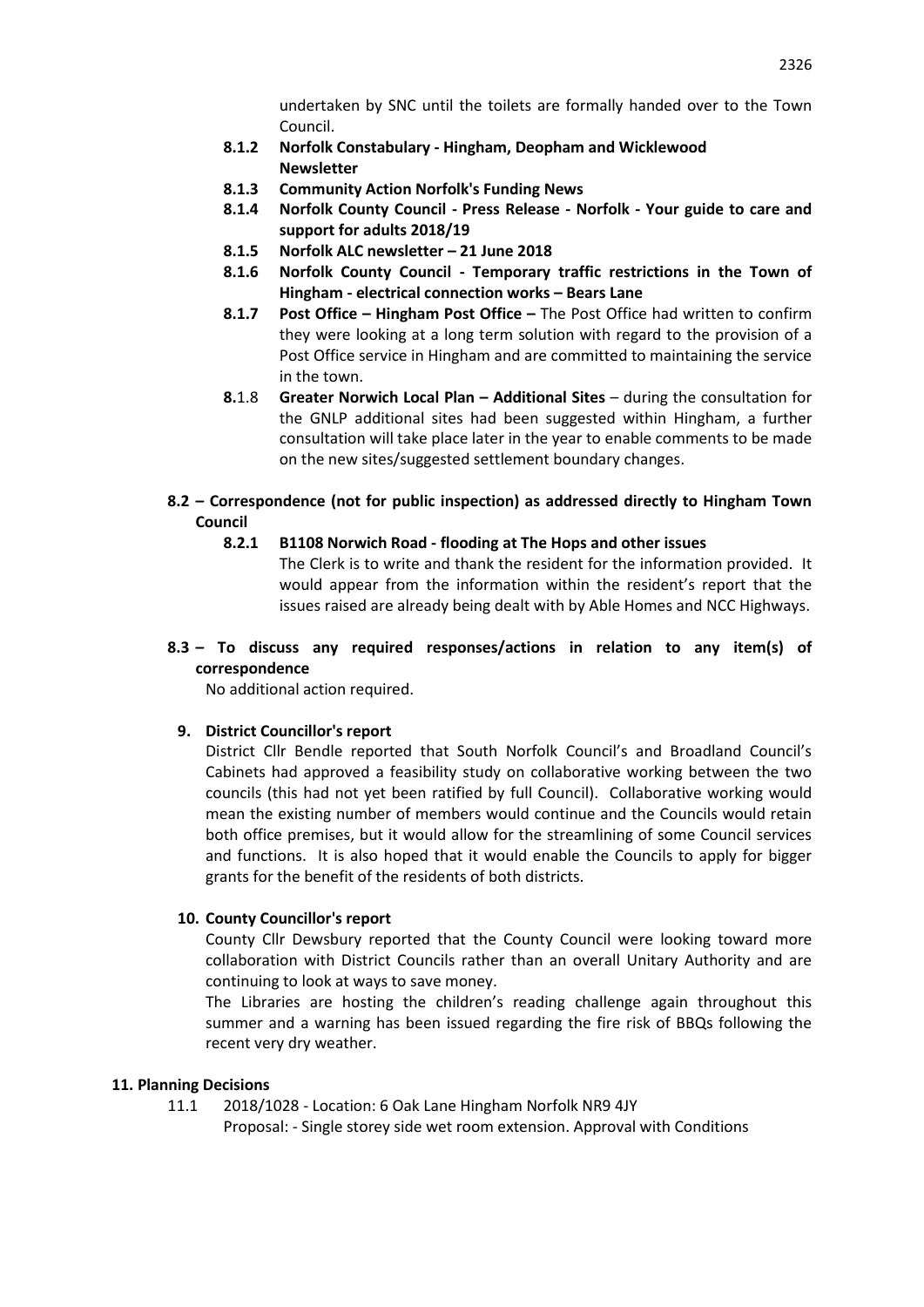undertaken by SNC until the toilets are formally handed over to the Town Council.

**8.1.2 Norfolk Constabulary - Hingham, Deopham and Wicklewood Newsletter**

**8.1.3 Community Action Norfolk's Funding News**

**8.1.4 Norfolk County Council - Press Release - Norfolk - Your guide to care and support for adults 2018/19**

**8.1.5 Norfolk ALC newsletter – 21 June 2018**

**8.1.6 Norfolk County Council - Temporary traffic restrictions in the Town of Hingham - electrical connection works – Bears Lane**

**8.1.7 Post Office – Hingham Post Office –** The Post Office had written to confirm they were looking at a long term solution with regard to the provision of a Post Office service in Hingham and are committed to maintaining the service in the town.

**8.**1.8 **Greater Norwich Local Plan – Additional Sites** – during the consultation for the GNLP additional sites had been suggested within Hingham, a further consultation will take place later in the year to enable comments to be made on the new sites/suggested settlement boundary changes.

**8.2 – Correspondence (not for public inspection) as addressed directly to Hingham Town Council**

**8.2.1 B1108 Norwich Road - flooding at The Hops and other issues**

The Clerk is to write and thank the resident for the information provided. It would appear from the information within the resident's report that the issues raised are already being dealt with by Able Homes and NCC Highways.

**8.3 – To discuss any required responses/actions in relation to any item(s) of correspondence**

No additional action required.

**9. District Councillor's report**

District Cllr Bendle reported that South Norfolk Council's and Broadland Council's Cabinets had approved a feasibility study on collaborative working between the two councils (this had not yet been ratified by full Council). Collaborative working would mean the existing number of members would continue and the Councils would retain both office premises, but it would allow for the streamlining of some Council services and functions. It is also hoped that it would enable the Councils to apply for bigger grants for the benefit of the residents of both districts.

**10. County Councillor's report**

County Cllr Dewsbury reported that the County Council were looking toward more collaboration with District Councils rather than an overall Unitary Authority and are continuing to look at ways to save money.

The Libraries are hosting the children's reading challenge again throughout this summer and a warning has been issued regarding the fire risk of BBQs following the recent very dry weather.

**11. Planning Decisions**

11.1 2018/1028 - Location: 6 Oak Lane Hingham Norfolk NR9 4JY
Proposal: - Single storey side wet room extension. Approval with Conditions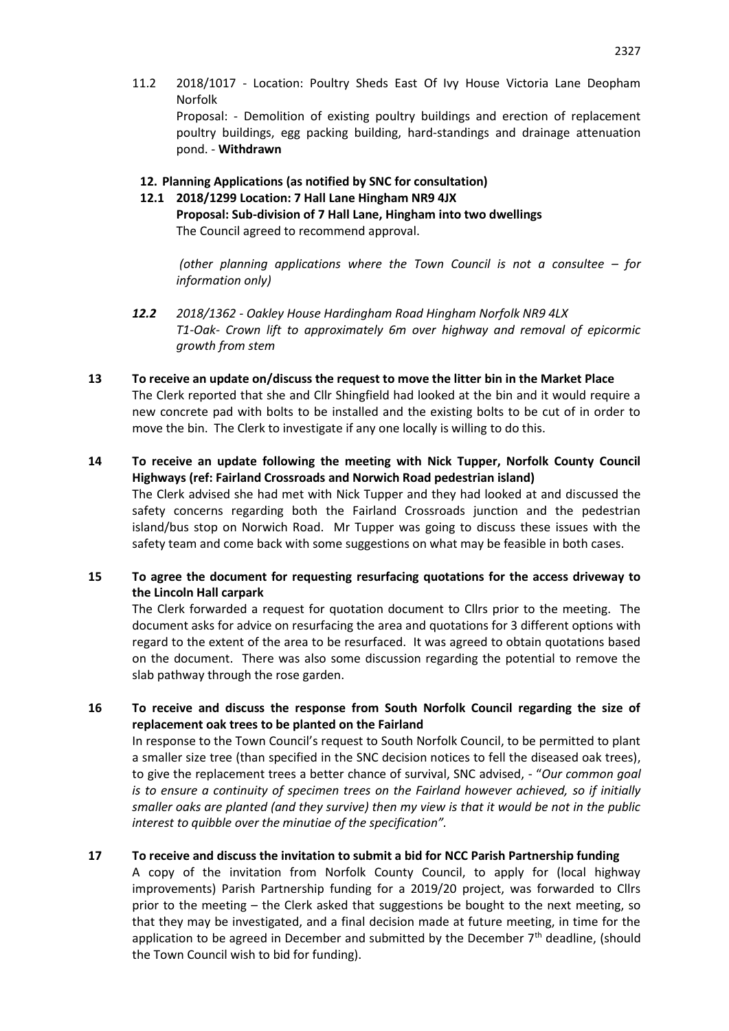11.2 2018/1017 - Location: Poultry Sheds East Of Ivy House Victoria Lane Deopham Norfolk
Proposal: - Demolition of existing poultry buildings and erection of replacement poultry buildings, egg packing building, hard-standings and drainage attenuation pond. - **Withdrawn**

**12. Planning Applications (as notified by SNC for consultation)**

**12.1 2018/1299 Location: 7 Hall Lane Hingham NR9 4JX**
**Proposal: Sub-division of 7 Hall Lane, Hingham into two dwellings**
The Council agreed to recommend approval.

*(other planning applications where the Town Council is not a consultee – for information only)*

***12.2*** *2018/1362 - Oakley House Hardingham Road Hingham Norfolk NR9 4LX*
*T1-Oak- Crown lift to approximately 6m over highway and removal of epicormic growth from stem*

**13 To receive an update on/discuss the request to move the litter bin in the Market Place**
The Clerk reported that she and Cllr Shingfield had looked at the bin and it would require a new concrete pad with bolts to be installed and the existing bolts to be cut of in order to move the bin. The Clerk to investigate if any one locally is willing to do this.

**14 To receive an update following the meeting with Nick Tupper, Norfolk County Council Highways (ref: Fairland Crossroads and Norwich Road pedestrian island)**
The Clerk advised she had met with Nick Tupper and they had looked at and discussed the safety concerns regarding both the Fairland Crossroads junction and the pedestrian island/bus stop on Norwich Road. Mr Tupper was going to discuss these issues with the safety team and come back with some suggestions on what may be feasible in both cases.

**15 To agree the document for requesting resurfacing quotations for the access driveway to the Lincoln Hall carpark**
The Clerk forwarded a request for quotation document to Cllrs prior to the meeting. The document asks for advice on resurfacing the area and quotations for 3 different options with regard to the extent of the area to be resurfaced. It was agreed to obtain quotations based on the document. There was also some discussion regarding the potential to remove the slab pathway through the rose garden.

**16 To receive and discuss the response from South Norfolk Council regarding the size of replacement oak trees to be planted on the Fairland**
In response to the Town Council's request to South Norfolk Council, to be permitted to plant a smaller size tree (than specified in the SNC decision notices to fell the diseased oak trees), to give the replacement trees a better chance of survival, SNC advised, - "*Our common goal is to ensure a continuity of specimen trees on the Fairland however achieved, so if initially smaller oaks are planted (and they survive) then my view is that it would be not in the public interest to quibble over the minutiae of the specification".*

**17 To receive and discuss the invitation to submit a bid for NCC Parish Partnership funding**
A copy of the invitation from Norfolk County Council, to apply for (local highway improvements) Parish Partnership funding for a 2019/20 project, was forwarded to Cllrs prior to the meeting – the Clerk asked that suggestions be bought to the next meeting, so that they may be investigated, and a final decision made at future meeting, in time for the application to be agreed in December and submitted by the December 7th deadline, (should the Town Council wish to bid for funding).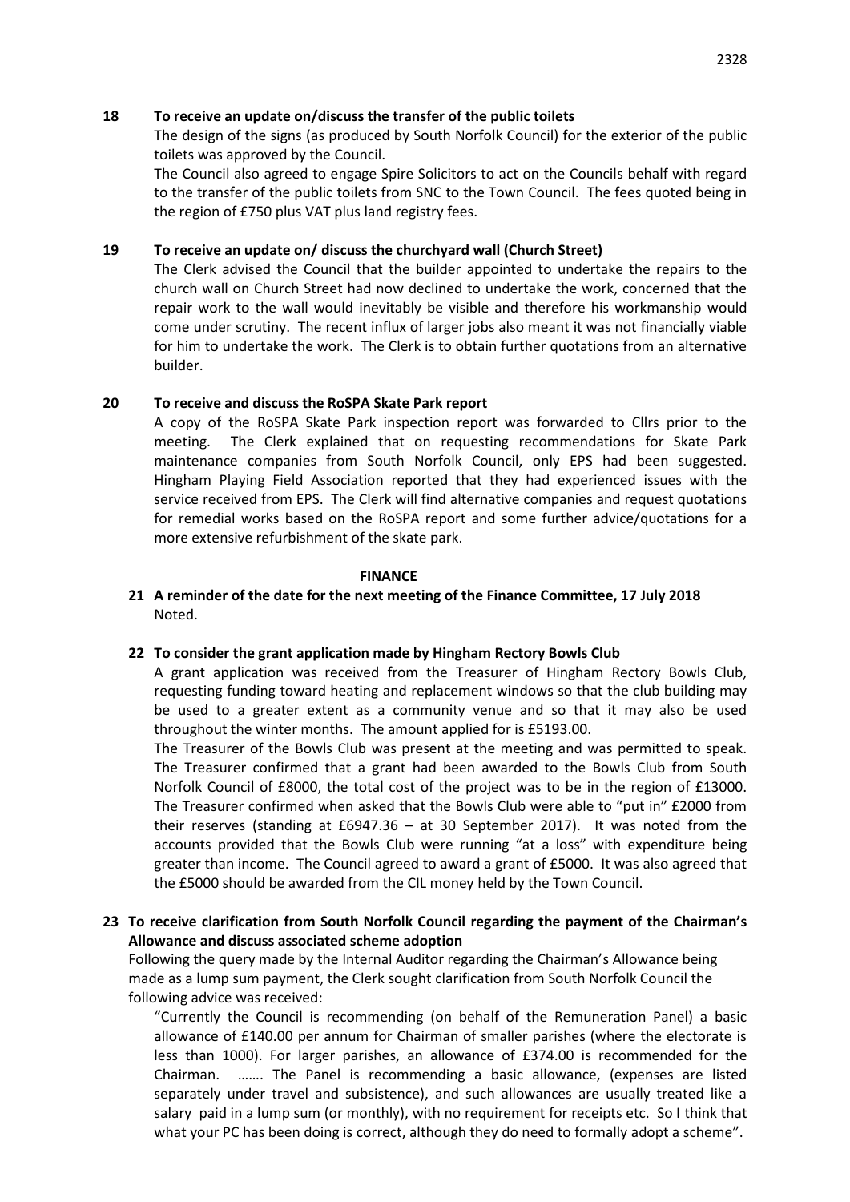**18 To receive an update on/discuss the transfer of the public toilets**

The design of the signs (as produced by South Norfolk Council) for the exterior of the public toilets was approved by the Council.

The Council also agreed to engage Spire Solicitors to act on the Councils behalf with regard to the transfer of the public toilets from SNC to the Town Council. The fees quoted being in the region of £750 plus VAT plus land registry fees.

**19 To receive an update on/ discuss the churchyard wall (Church Street)**

The Clerk advised the Council that the builder appointed to undertake the repairs to the church wall on Church Street had now declined to undertake the work, concerned that the repair work to the wall would inevitably be visible and therefore his workmanship would come under scrutiny. The recent influx of larger jobs also meant it was not financially viable for him to undertake the work. The Clerk is to obtain further quotations from an alternative builder.

**20 To receive and discuss the RoSPA Skate Park report**

A copy of the RoSPA Skate Park inspection report was forwarded to Cllrs prior to the meeting. The Clerk explained that on requesting recommendations for Skate Park maintenance companies from South Norfolk Council, only EPS had been suggested. Hingham Playing Field Association reported that they had experienced issues with the service received from EPS. The Clerk will find alternative companies and request quotations for remedial works based on the RoSPA report and some further advice/quotations for a more extensive refurbishment of the skate park.

**FINANCE**

**21 A reminder of the date for the next meeting of the Finance Committee, 17 July 2018**

Noted.

**22 To consider the grant application made by Hingham Rectory Bowls Club**

A grant application was received from the Treasurer of Hingham Rectory Bowls Club, requesting funding toward heating and replacement windows so that the club building may be used to a greater extent as a community venue and so that it may also be used throughout the winter months. The amount applied for is £5193.00.

The Treasurer of the Bowls Club was present at the meeting and was permitted to speak. The Treasurer confirmed that a grant had been awarded to the Bowls Club from South Norfolk Council of £8000, the total cost of the project was to be in the region of £13000. The Treasurer confirmed when asked that the Bowls Club were able to "put in" £2000 from their reserves (standing at £6947.36 – at 30 September 2017). It was noted from the accounts provided that the Bowls Club were running "at a loss" with expenditure being greater than income. The Council agreed to award a grant of £5000. It was also agreed that the £5000 should be awarded from the CIL money held by the Town Council.

**23 To receive clarification from South Norfolk Council regarding the payment of the Chairman's Allowance and discuss associated scheme adoption**

Following the query made by the Internal Auditor regarding the Chairman's Allowance being made as a lump sum payment, the Clerk sought clarification from South Norfolk Council the following advice was received:

"Currently the Council is recommending (on behalf of the Remuneration Panel) a basic allowance of £140.00 per annum for Chairman of smaller parishes (where the electorate is less than 1000). For larger parishes, an allowance of £374.00 is recommended for the Chairman. ……. The Panel is recommending a basic allowance, (expenses are listed separately under travel and subsistence), and such allowances are usually treated like a salary paid in a lump sum (or monthly), with no requirement for receipts etc. So I think that what your PC has been doing is correct, although they do need to formally adopt a scheme".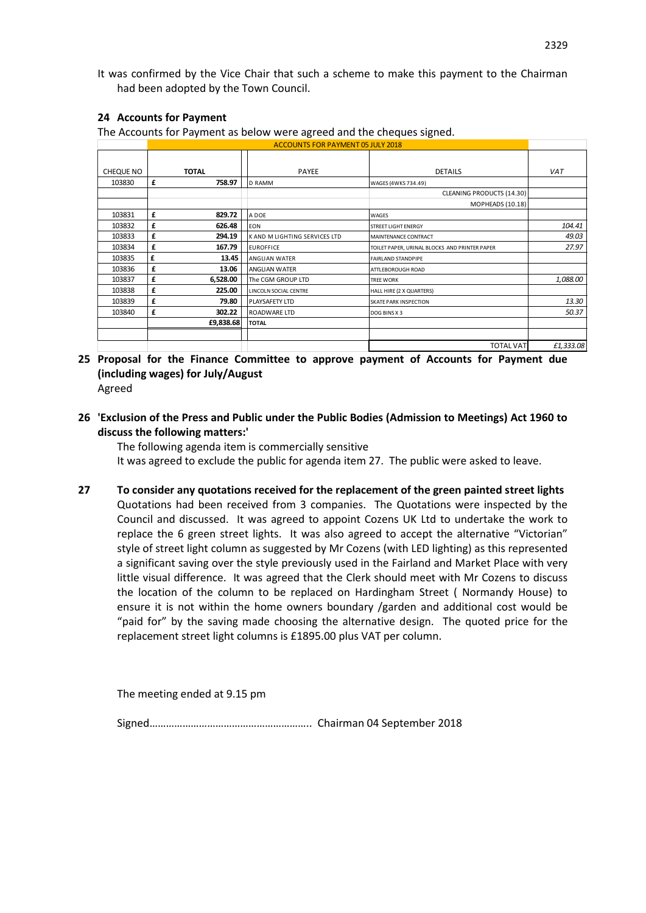It was confirmed by the Vice Chair that such a scheme to make this payment to the Chairman had been adopted by the Town Council.

## 24 Accounts for Payment

The Accounts for Payment as below were agreed and the cheques signed.

| | ACCOUNTS FOR PAYMENT 05 JULY 2018 | | | |
|---|---|---|---|---|
| CHEQUE NO | TOTAL | PAYEE | DETAILS | VAT |
| 103830 | £ 758.97 | D RAMM | WAGES (4WKS 734.49) | |
| | | | CLEANING PRODUCTS (14.30) | |
| | | | MOPHEADS (10.18) | |
| 103831 | £ 829.72 | A DOE | WAGES | |
| 103832 | £ 626.48 | EON | STREET LIGHT ENERGY | 104.41 |
| 103833 | £ 294.19 | K AND M LIGHTING SERVICES LTD | MAINTENANCE CONTRACT | 49.03 |
| 103834 | £ 167.79 | EUROFFICE | TOILET PAPER, URINAL BLOCKS AND PRINTER PAPER | 27.97 |
| 103835 | £ 13.45 | ANGLIAN WATER | FAIRLAND STANDPIPE | |
| 103836 | £ 13.06 | ANGLIAN WATER | ATTLEBOROUGH ROAD | |
| 103837 | £ 6,528.00 | The CGM GROUP LTD | TREE WORK | 1,088.00 |
| 103838 | £ 225.00 | LINCOLN SOCIAL CENTRE | HALL HIRE (2 X QUARTERS) | |
| 103839 | £ 79.80 | PLAYSAFETY LTD | SKATE PARK INSPECTION | 13.30 |
| 103840 | £ 302.22 | ROADWARE LTD | DOG BINS X 3 | 50.37 |
| | £9,838.68 | TOTAL | | |
| | | | | |
| | | | TOTAL VAT | £1,333.08 |

## 25 Proposal for the Finance Committee to approve payment of Accounts for Payment due (including wages) for July/August

Agreed

## 26 'Exclusion of the Press and Public under the Public Bodies (Admission to Meetings) Act 1960 to discuss the following matters:'

The following agenda item is commercially sensitive

It was agreed to exclude the public for agenda item 27. The public were asked to leave.

## 27 To consider any quotations received for the replacement of the green painted street lights

Quotations had been received from 3 companies. The Quotations were inspected by the Council and discussed. It was agreed to appoint Cozens UK Ltd to undertake the work to replace the 6 green street lights. It was also agreed to accept the alternative "Victorian" style of street light column as suggested by Mr Cozens (with LED lighting) as this represented a significant saving over the style previously used in the Fairland and Market Place with very little visual difference. It was agreed that the Clerk should meet with Mr Cozens to discuss the location of the column to be replaced on Hardingham Street ( Normandy House) to ensure it is not within the home owners boundary /garden and additional cost would be "paid for" by the saving made choosing the alternative design. The quoted price for the replacement street light columns is £1895.00 plus VAT per column.

The meeting ended at 9.15 pm

Signed………………………………………………….. Chairman 04 September 2018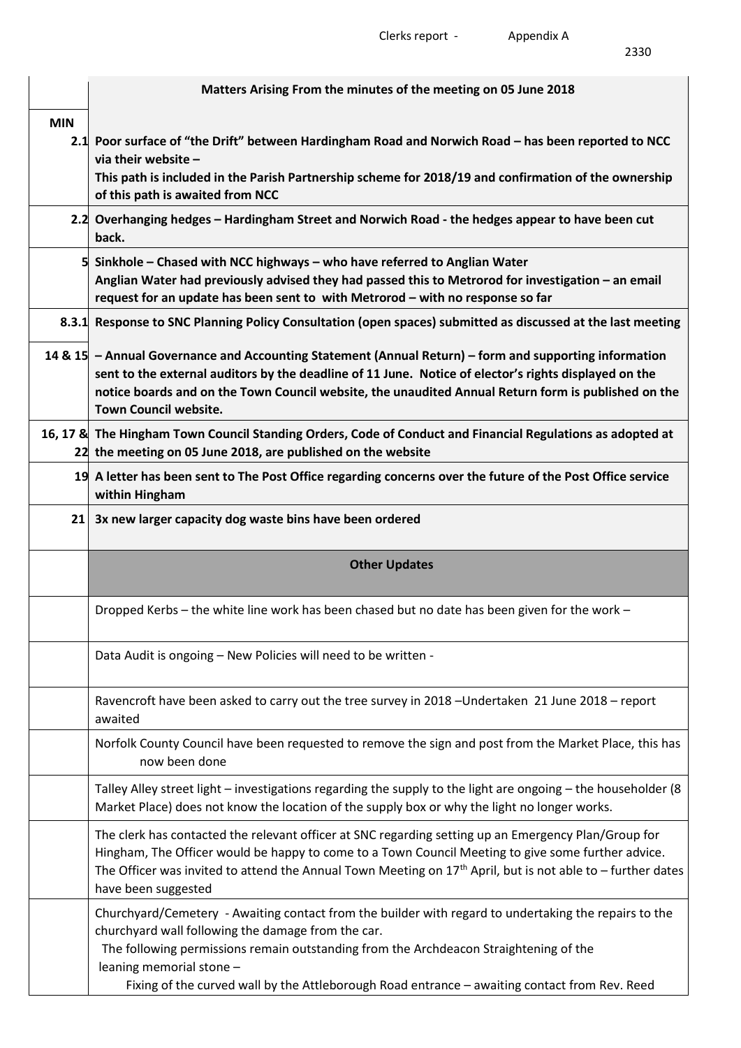Clerks report - Appendix A

2330

| MIN | **Matters Arising From the minutes of the meeting on 05 June 2018** |
|---|---|
| 2.1 | **Poor surface of "the Drift" between Hardingham Road and Norwich Road – has been reported to NCC via their website – This path is included in the Parish Partnership scheme for 2018/19 and confirmation of the ownership of this path is awaited from NCC** |
| 2.2 | **Overhanging hedges – Hardingham Street and Norwich Road - the hedges appear to have been cut back.** |
| 5 | **Sinkhole – Chased with NCC highways – who have referred to Anglian Water Anglian Water had previously advised they had passed this to Metrorod for investigation – an email request for an update has been sent to with Metrorod – with no response so far** |
| 8.3.1 | **Response to SNC Planning Policy Consultation (open spaces) submitted as discussed at the last meeting** |
| 14 & 15 | **– Annual Governance and Accounting Statement (Annual Return) – form and supporting information sent to the external auditors by the deadline of 11 June. Notice of elector's rights displayed on the notice boards and on the Town Council website, the unaudited Annual Return form is published on the Town Council website.** |
| 16, 17 & 22 | **The Hingham Town Council Standing Orders, Code of Conduct and Financial Regulations as adopted at the meeting on 05 June 2018, are published on the website** |
| 19 | **A letter has been sent to The Post Office regarding concerns over the future of the Post Office service within Hingham** |
| 21 | **3x new larger capacity dog waste bins have been ordered** |
| | **Other Updates** |
| | Dropped Kerbs – the white line work has been chased but no date has been given for the work – |
| | Data Audit is ongoing – New Policies will need to be written - |
| | Ravencroft have been asked to carry out the tree survey in 2018 –Undertaken 21 June 2018 – report awaited |
| | Norfolk County Council have been requested to remove the sign and post from the Market Place, this has now been done |
| | Talley Alley street light – investigations regarding the supply to the light are ongoing – the householder (8 Market Place) does not know the location of the supply box or why the light no longer works. |
| | The clerk has contacted the relevant officer at SNC regarding setting up an Emergency Plan/Group for Hingham, The Officer would be happy to come to a Town Council Meeting to give some further advice. The Officer was invited to attend the Annual Town Meeting on 17th April, but is not able to – further dates have been suggested |
| | Churchyard/Cemetery - Awaiting contact from the builder with regard to undertaking the repairs to the churchyard wall following the damage from the car. The following permissions remain outstanding from the Archdeacon Straightening of the leaning memorial stone – Fixing of the curved wall by the Attleborough Road entrance – awaiting contact from Rev. Reed |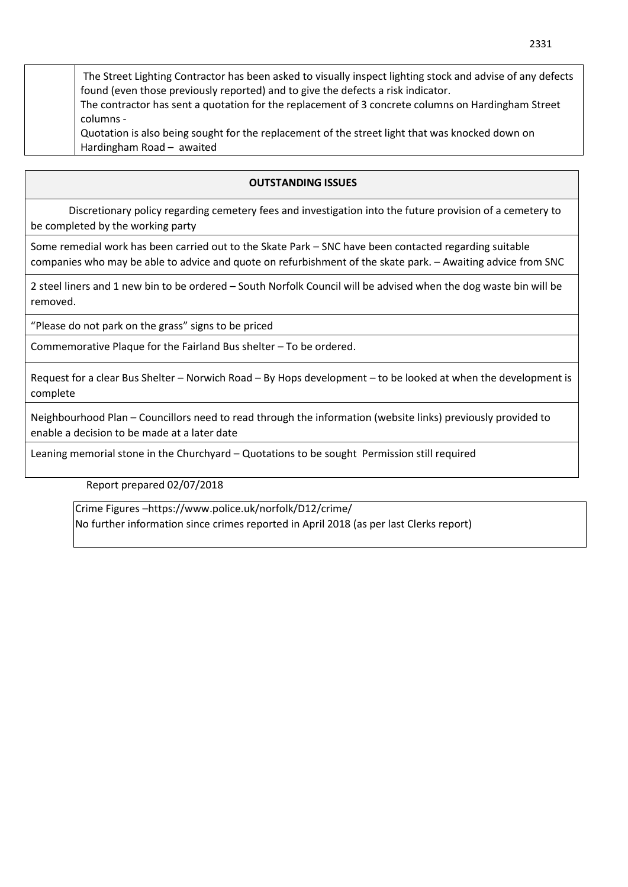| | |
|---|---|
| | The Street Lighting Contractor has been asked to visually inspect lighting stock and advise of any defects found (even those previously reported) and to give the defects a risk indicator.<br>The contractor has sent a quotation for the replacement of 3 concrete columns on Hardingham Street columns -<br>Quotation is also being sought for the replacement of the street light that was knocked down on Hardingham Road – awaited |

| **OUTSTANDING ISSUES** |
|---|
| Discretionary policy regarding cemetery fees and investigation into the future provision of a cemetery to be completed by the working party |
| Some remedial work has been carried out to the Skate Park – SNC have been contacted regarding suitable companies who may be able to advice and quote on refurbishment of the skate park. – Awaiting advice from SNC |
| 2 steel liners and 1 new bin to be ordered – South Norfolk Council will be advised when the dog waste bin will be removed. |
| "Please do not park on the grass" signs to be priced |
| Commemorative Plaque for the Fairland Bus shelter – To be ordered. |
| Request for a clear Bus Shelter – Norwich Road – By Hops development – to be looked at when the development is complete |
| Neighbourhood Plan – Councillors need to read through the information (website links) previously provided to enable a decision to be made at a later date |
| Leaning memorial stone in the Churchyard – Quotations to be sought Permission still required |

Report prepared 02/07/2018

| |
|---|
| Crime Figures –https://www.police.uk/norfolk/D12/crime/<br>No further information since crimes reported in April 2018 (as per last Clerks report) |